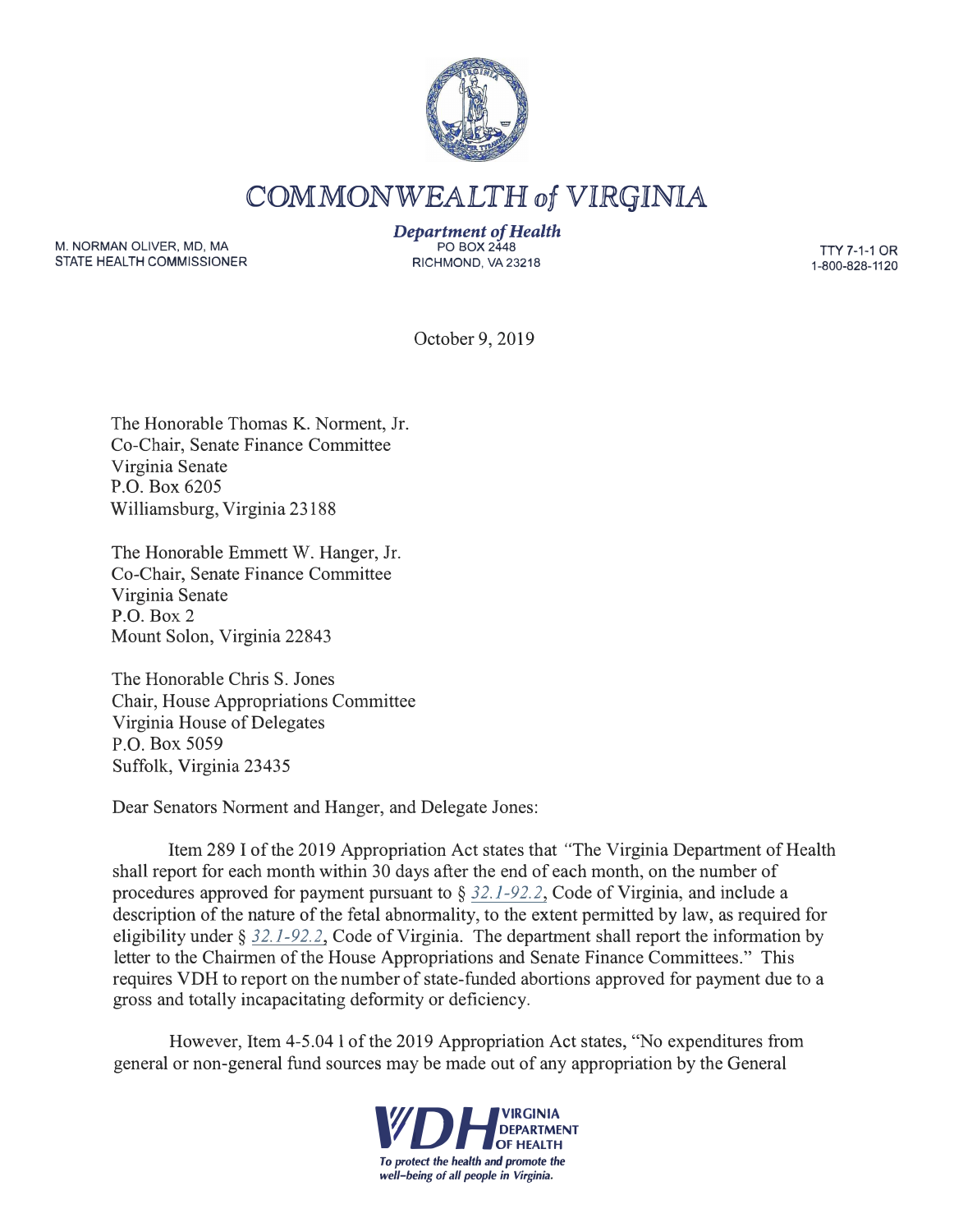# COMMONWEALTH *of* VIRGINIA

M. NORMAN OLIVER, MD, MA
STATE HEALTH COMMISSIONER

***Department of Health***
PO BOX 2448
RICHMOND, VA 23218

TTY 7-1-1 OR
1-800-828-1120

October 9, 2019

The Honorable Thomas K. Norment, Jr.
Co-Chair, Senate Finance Committee
Virginia Senate
P.O. Box 6205
Williamsburg, Virginia 23188

The Honorable Emmett W. Hanger, Jr.
Co-Chair, Senate Finance Committee
Virginia Senate
P.O. Box 2
Mount Solon, Virginia 22843

The Honorable Chris S. Jones
Chair, House Appropriations Committee
Virginia House of Delegates
P.O. Box 5059
Suffolk, Virginia 23435

Dear Senators Norment and Hanger, and Delegate Jones:

Item 289 I of the 2019 Appropriation Act states that "The Virginia Department of Health shall report for each month within 30 days after the end of each month, on the number of procedures approved for payment pursuant to § *32.1-92.2*, Code of Virginia, and include a description of the nature of the fetal abnormality, to the extent permitted by law, as required for eligibility under § *32.1-92.2*, Code of Virginia. The department shall report the information by letter to the Chairmen of the House Appropriations and Senate Finance Committees." This requires VDH to report on the number of state-funded abortions approved for payment due to a gross and totally incapacitating deformity or deficiency.

However, Item 4-5.04 l of the 2019 Appropriation Act states, "No expenditures from general or non-general fund sources may be made out of any appropriation by the General

**VDH** VIRGINIA DEPARTMENT OF HEALTH
*To protect the health and promote the well-being of all people in Virginia.*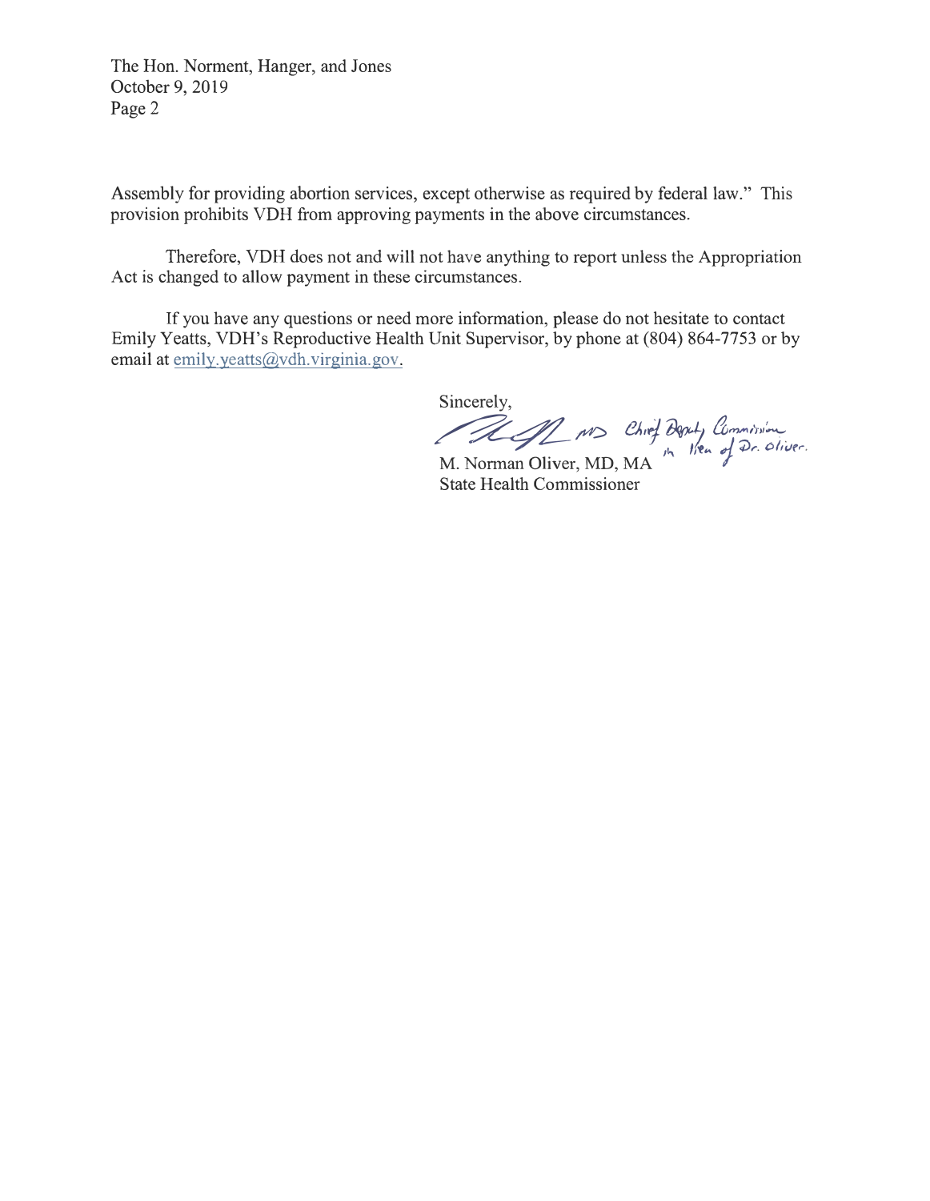Assembly for providing abortion services, except otherwise as required by federal law." This provision prohibits VDH from approving payments in the above circumstances.

Therefore, VDH does not and will not have anything to report unless the Appropriation Act is changed to allow payment in these circumstances.

If you have any questions or need more information, please do not hesitate to contact Emily Yeatts, VDH's Reproductive Health Unit Supervisor, by phone at (804) 864-7753 or by email at emily.yeatts@vdh.virginia.gov.

Sincerely,

MD Chief Deputy Commissioner in lieu of Dr. Oliver.

M. Norman Oliver, MD, MA
State Health Commissioner